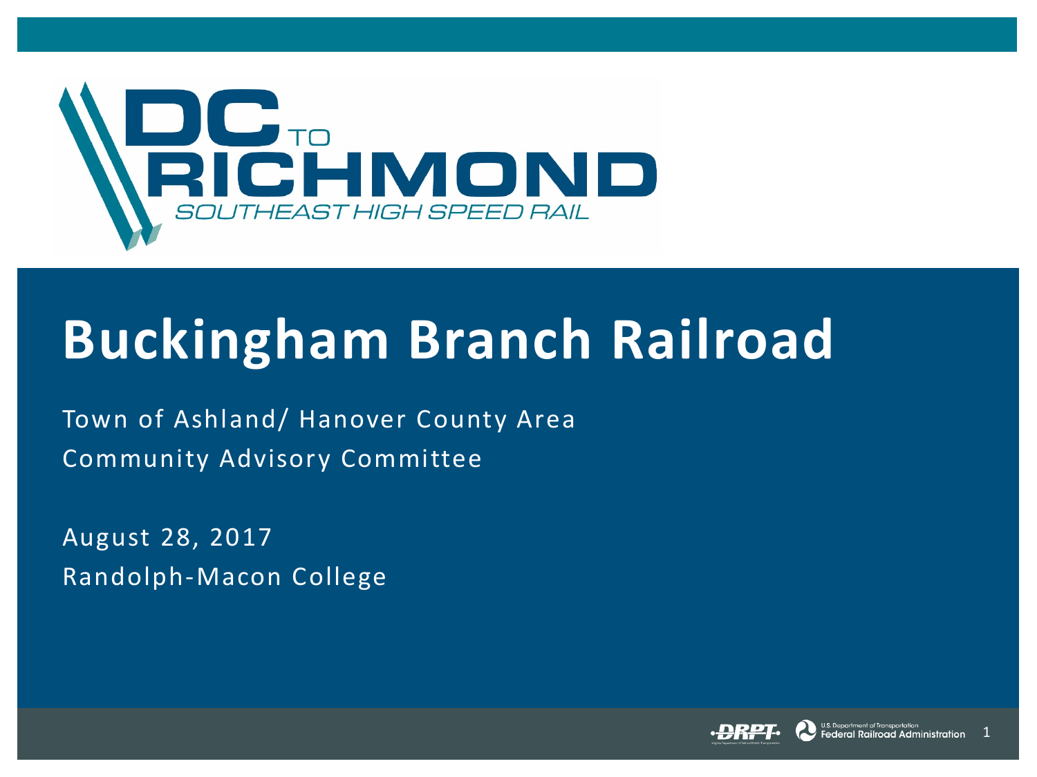DC TO RICHMOND
SOUTHEAST HIGH SPEED RAIL

# Buckingham Branch Railroad

Town of Ashland/ Hanover County Area
Community Advisory Committee

August 28, 2017
Randolph-Macon College

DRPT
U.S. Department of Transportation
Federal Railroad Administration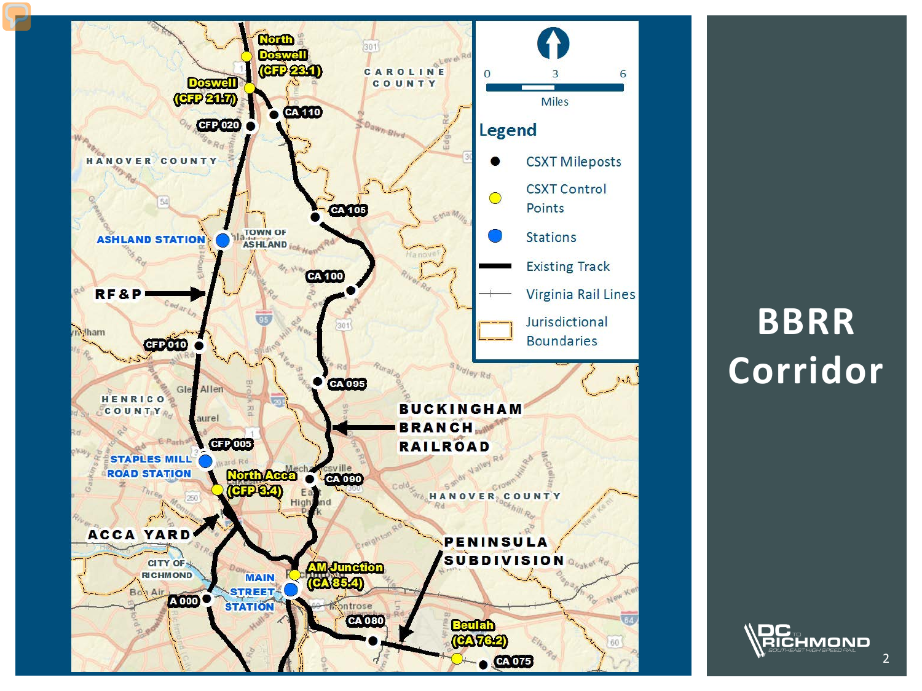# BBRR Corridor

North Doswell (CFP 23.1)

Doswell (CFP 21.7)

CA 110

CFP 020

CAROLINE COUNTY

HANOVER COUNTY

CA 105

ASHLAND STATION

TOWN OF ASHLAND

CA 100

RF&P

CFP 010

CA 095

HENRICO COUNTY

BUCKINGHAM BRANCH RAILROAD

CFP 005

STAPLES MILL ROAD STATION

North Acca (CFP 3.4)

CA 090

HANOVER COUNTY

ACCA YARD

PENINSULA SUBDIVISION

CITY OF RICHMOND

AM Junction (CA 85.4)

MAIN STREET STATION

A 000

CA 080

Beulah (CA 76.2)

CA 075

0 3 6

Miles

## Legend

- CSXT Mileposts
- CSXT Control Points
- Stations
- Existing Track
- Virginia Rail Lines
- Jurisdictional Boundaries

DC TO RICHMOND SOUTHEAST HIGH SPEED RAIL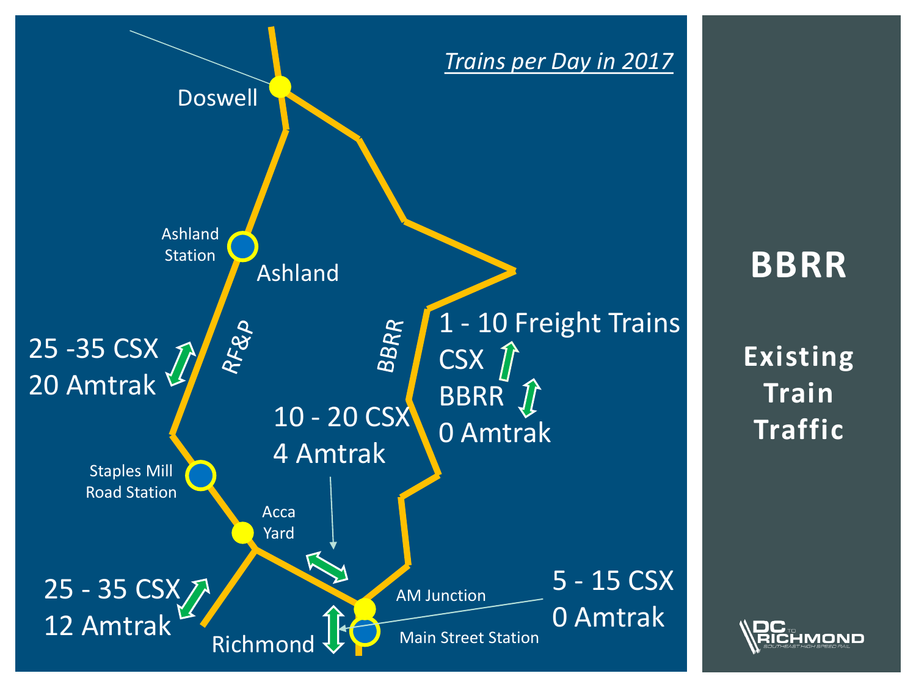# BBRR

## Existing Train Traffic

*Trains per Day in 2017*

Doswell

Ashland Station

Ashland

RF&P

BBRR

25 -35 CSX
20 Amtrak

1 - 10 Freight Trains
CSX
BBRR
0 Amtrak

10 - 20 CSX
4 Amtrak

Staples Mill Road Station

Acca Yard

AM Junction

25 - 35 CSX
12 Amtrak

5 - 15 CSX
0 Amtrak

Richmond

Main Street Station

DC TO RICHMOND SOUTHEAST HIGH SPEED RAIL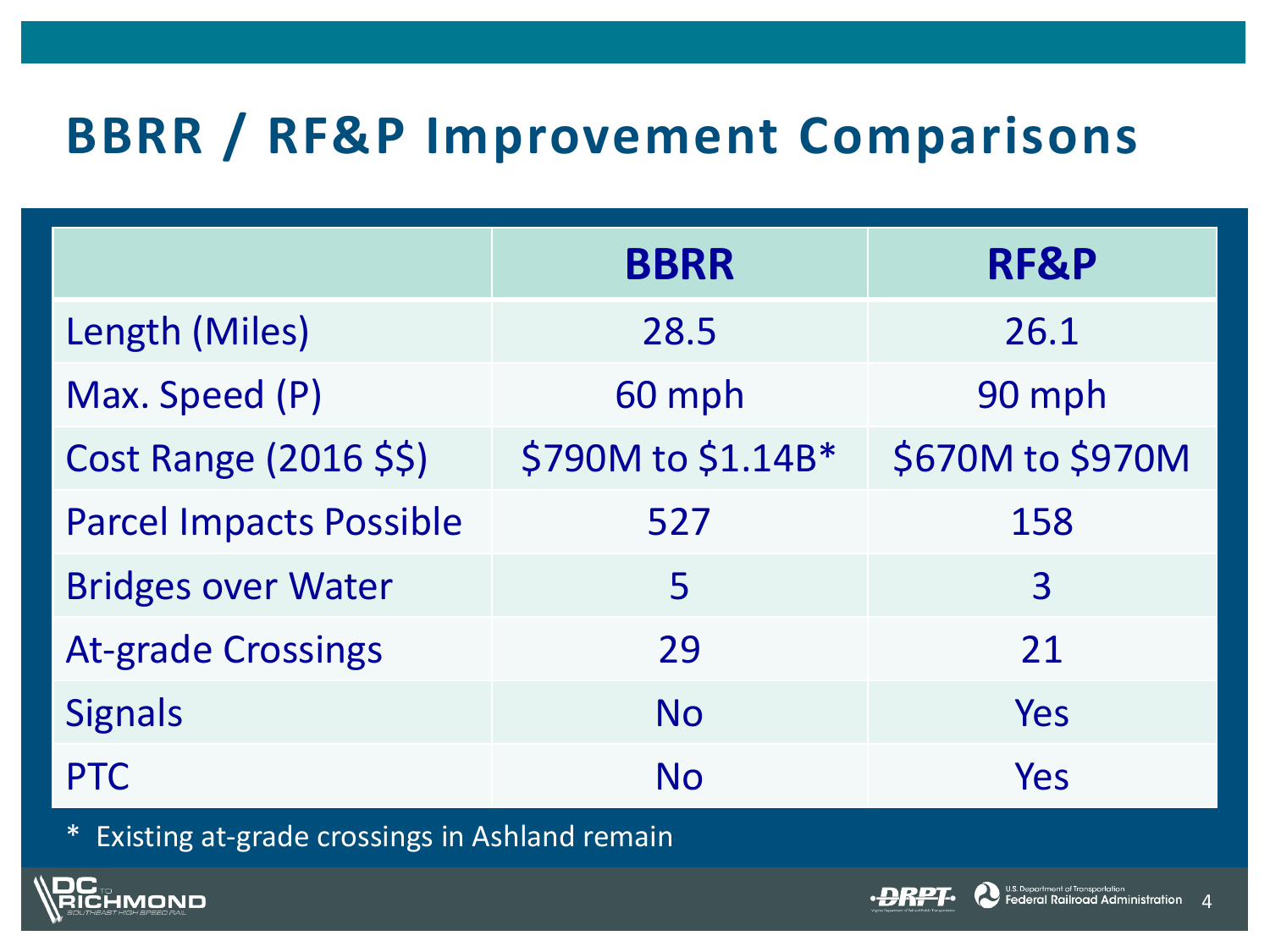# BBRR / RF&P Improvement Comparisons

| | BBRR | RF&P |
|---|---|---|
| Length (Miles) | 28.5 | 26.1 |
| Max. Speed (P) | 60 mph | 90 mph |
| Cost Range (2016 $$) | $790M to $1.14B* | $670M to $970M |
| Parcel Impacts Possible | 527 | 158 |
| Bridges over Water | 5 | 3 |
| At-grade Crossings | 29 | 21 |
| Signals | No | Yes |
| PTC | No | Yes |

* Existing at-grade crossings in Ashland remain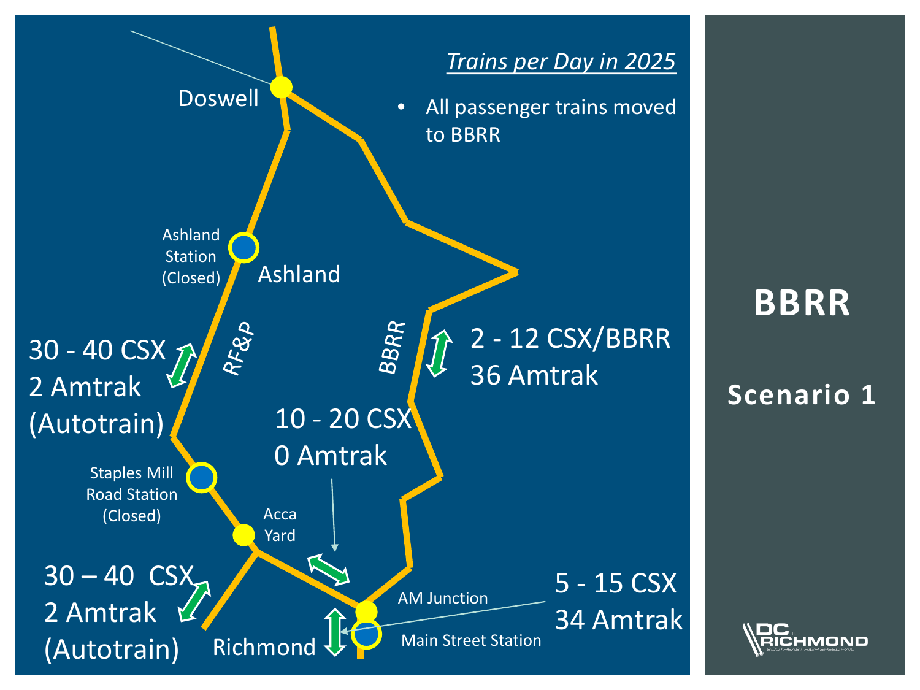## BBRR

### Scenario 1

*Trains per Day in 2025*

- All passenger trains moved to BBRR

Doswell

Ashland Station (Closed)

Ashland

RF&P

BBRR

30 - 40 CSX
2 Amtrak
(Autotrain)

2 - 12 CSX/BBRR
36 Amtrak

10 - 20 CSX
0 Amtrak

Staples Mill Road Station (Closed)

Acca Yard

30 – 40 CSX
2 Amtrak
(Autotrain)

AM Junction

5 - 15 CSX
34 Amtrak

Richmond

Main Street Station

DC TO RICHMOND SOUTHEAST HIGH SPEED RAIL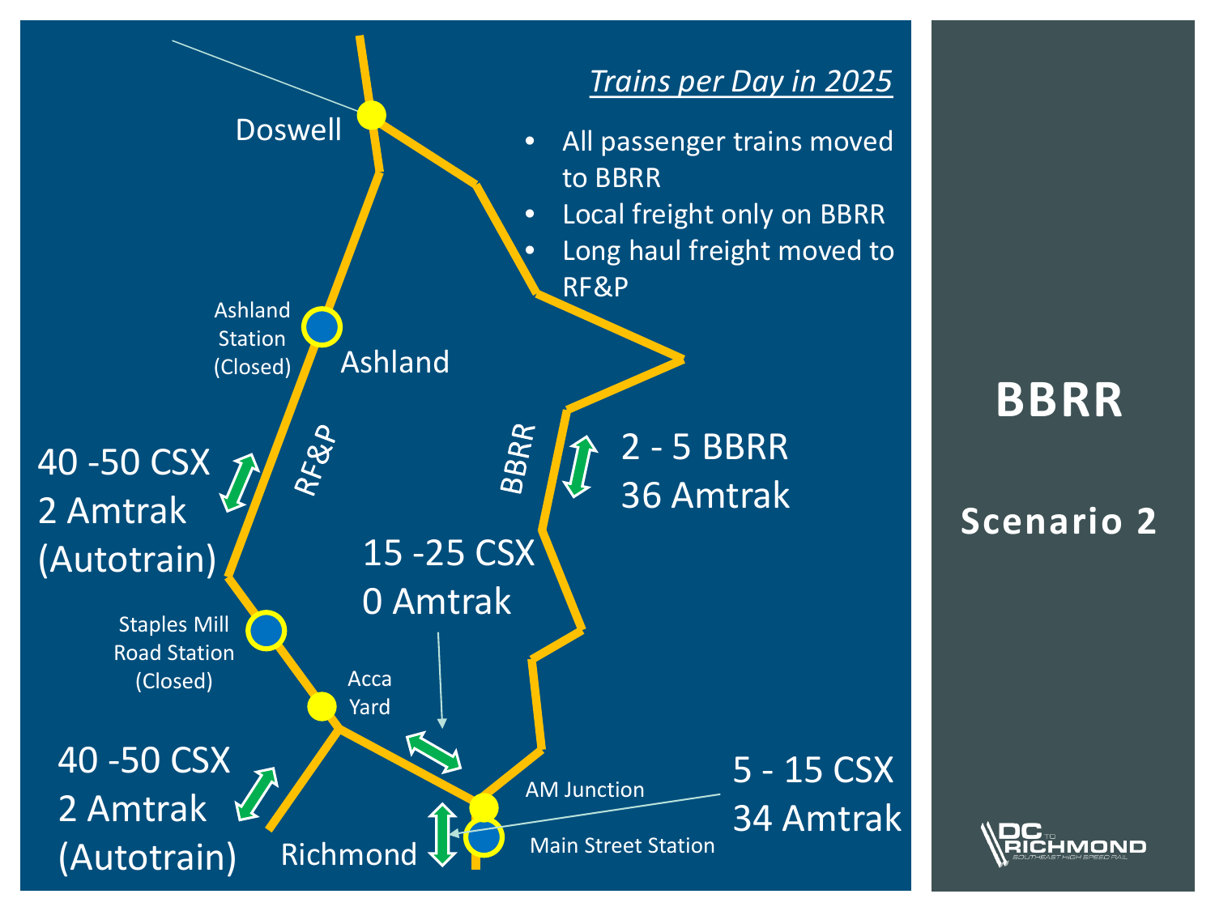# BBRR

## Scenario 2

*Trains per Day in 2025*

- All passenger trains moved to BBRR
- Local freight only on BBRR
- Long haul freight moved to RF&P

Doswell

Ashland Station (Closed)

Ashland

RF&P

BBRR

40 -50 CSX
2 Amtrak
(Autotrain)

2 - 5 BBRR
36 Amtrak

15 -25 CSX
0 Amtrak

Staples Mill Road Station (Closed)

Acca Yard

40 -50 CSX
2 Amtrak
(Autotrain)

AM Junction

5 - 15 CSX
34 Amtrak

Richmond

Main Street Station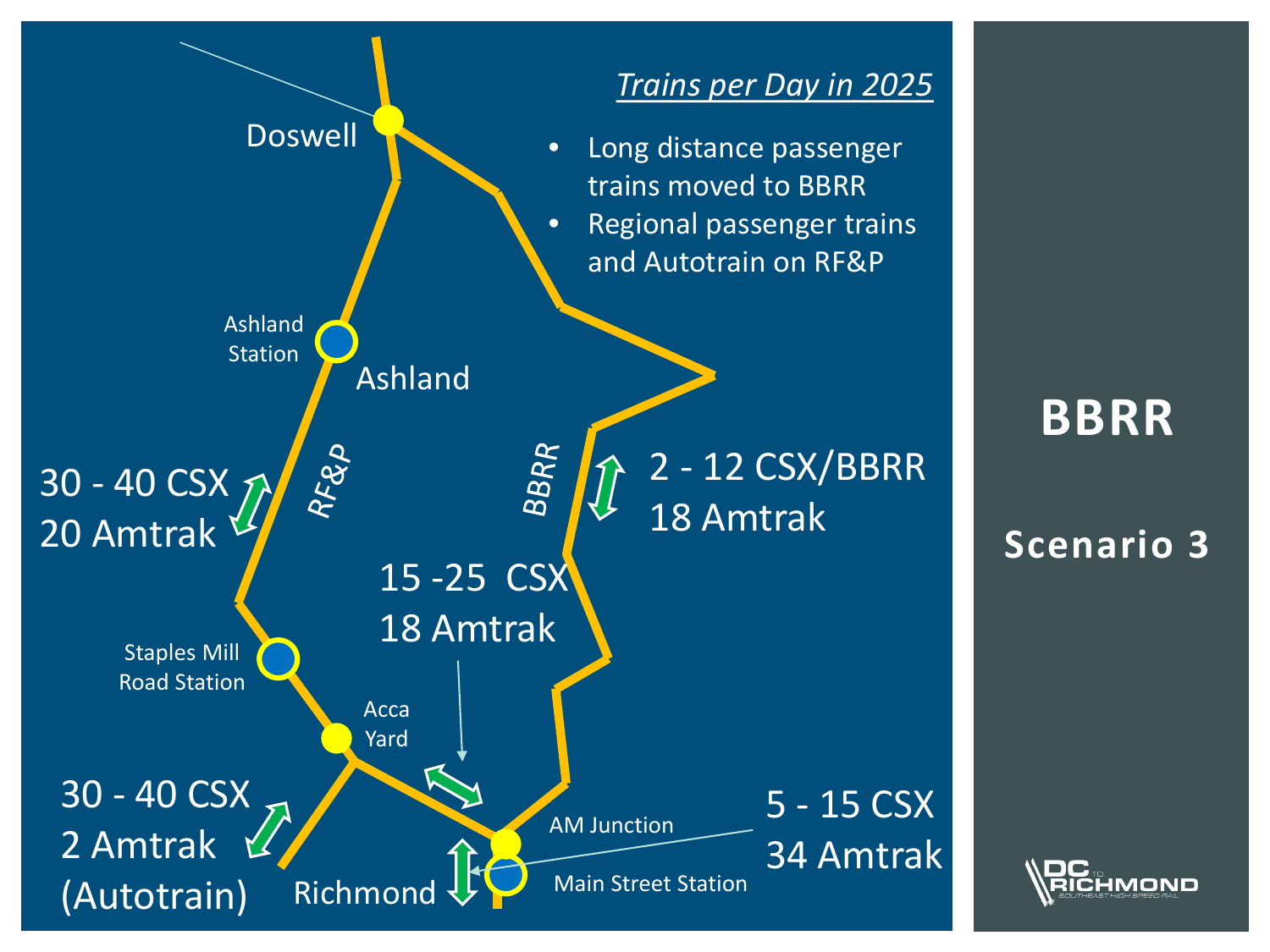# BBRR

## Scenario 3

*Trains per Day in 2025*

- Long distance passenger trains moved to BBRR
- Regional passenger trains and Autotrain on RF&P

Doswell

Ashland Station

Ashland

RF&P

BBRR

30 - 40 CSX
20 Amtrak

2 - 12 CSX/BBRR
18 Amtrak

15 -25 CSX
18 Amtrak

Staples Mill Road Station

Acca Yard

30 - 40 CSX
2 Amtrak
(Autotrain)

AM Junction

5 - 15 CSX
34 Amtrak

Richmond

Main Street Station

DC to RICHMOND SOUTHEAST HIGH SPEED RAIL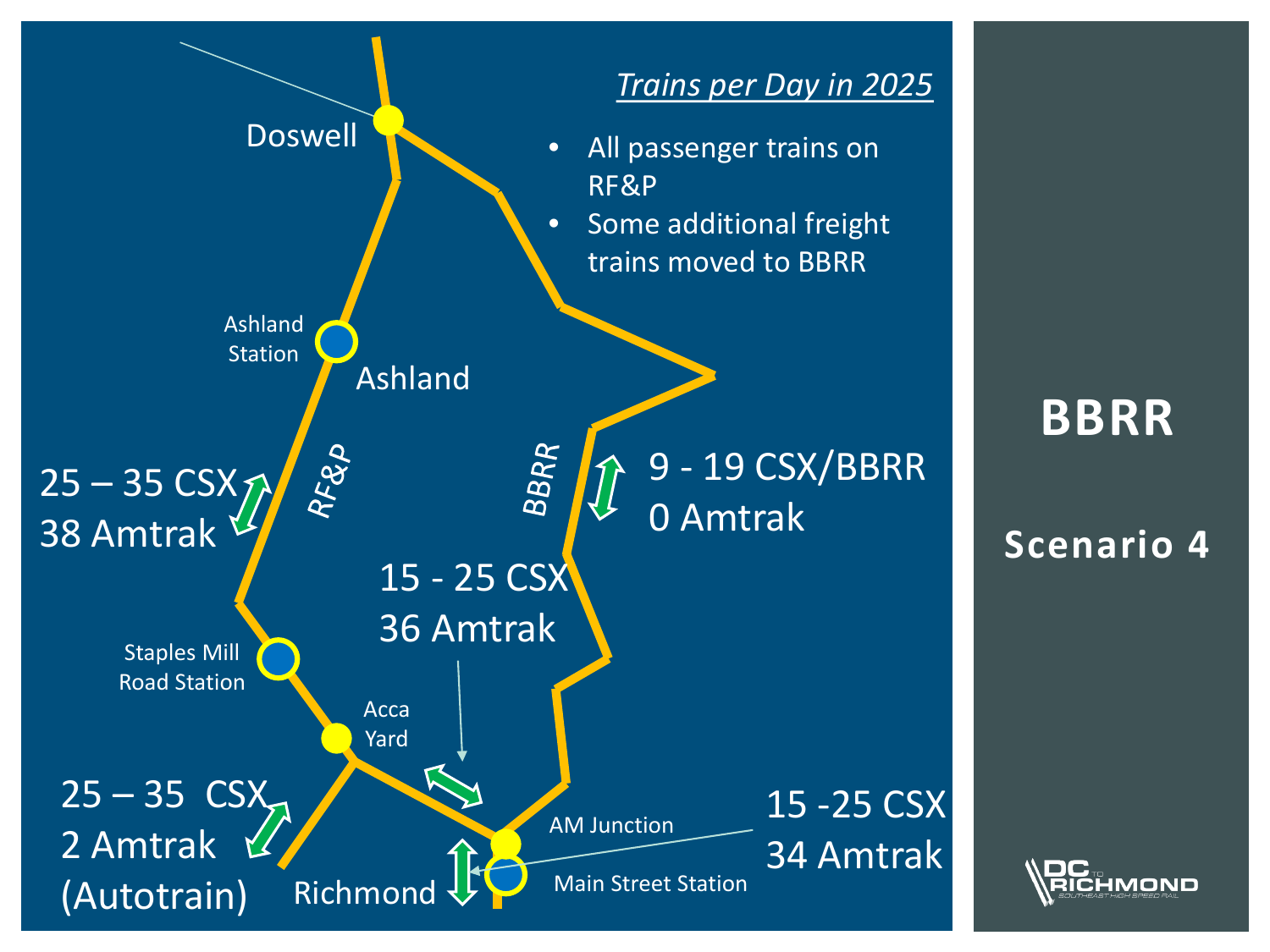# BBRR

## Scenario 4

*Trains per Day in 2025*

- All passenger trains on RF&P
- Some additional freight trains moved to BBRR

Doswell

Ashland Station

Ashland

RF&P

BBRR

25 – 35 CSX
38 Amtrak

9 - 19 CSX/BBRR
0 Amtrak

15 - 25 CSX
36 Amtrak

Staples Mill Road Station

Acca Yard

25 – 35 CSX
2 Amtrak
(Autotrain)

AM Junction

15 -25 CSX
34 Amtrak

Richmond

Main Street Station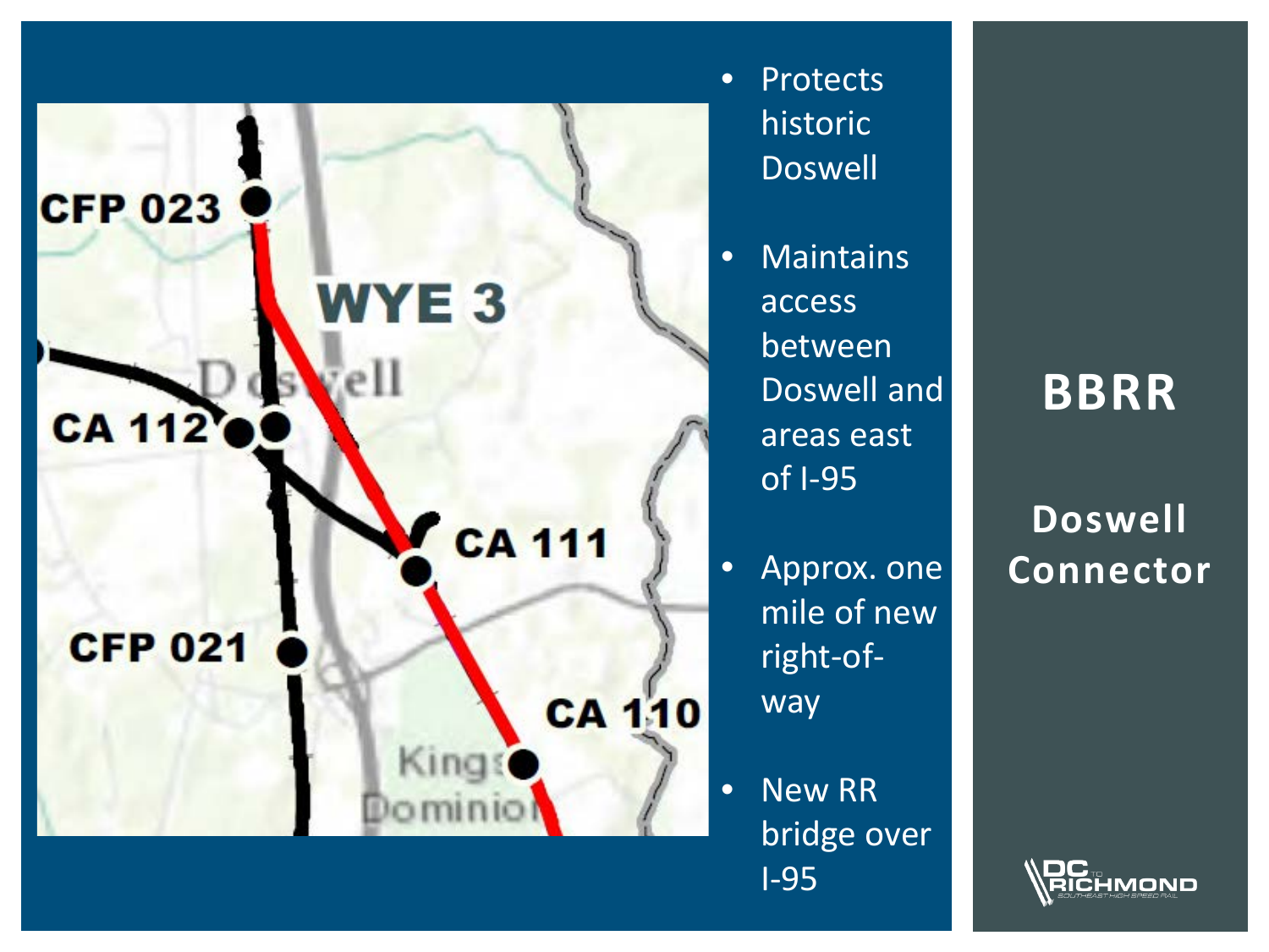# BBRR

## Doswell Connector

- Protects historic Doswell
- Maintains access between Doswell and areas east of I-95
- Approx. one mile of new right-of-way
- New RR bridge over I-95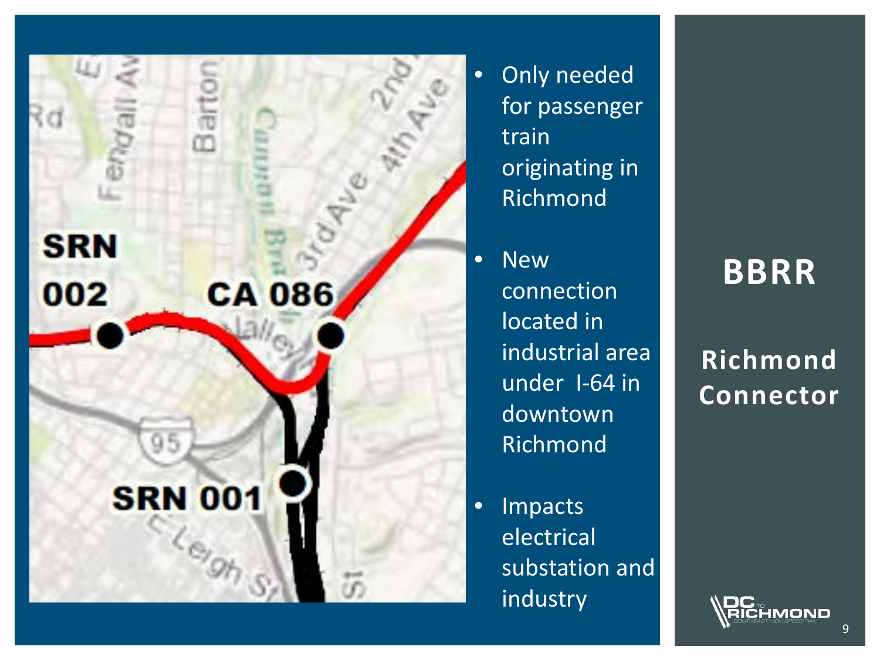# BBRR

## Richmond Connector

- Only needed for passenger train originating in Richmond
- New connection located in industrial area under I-64 in downtown Richmond
- Impacts electrical substation and industry

SRN 002

CA 086

SRN 001